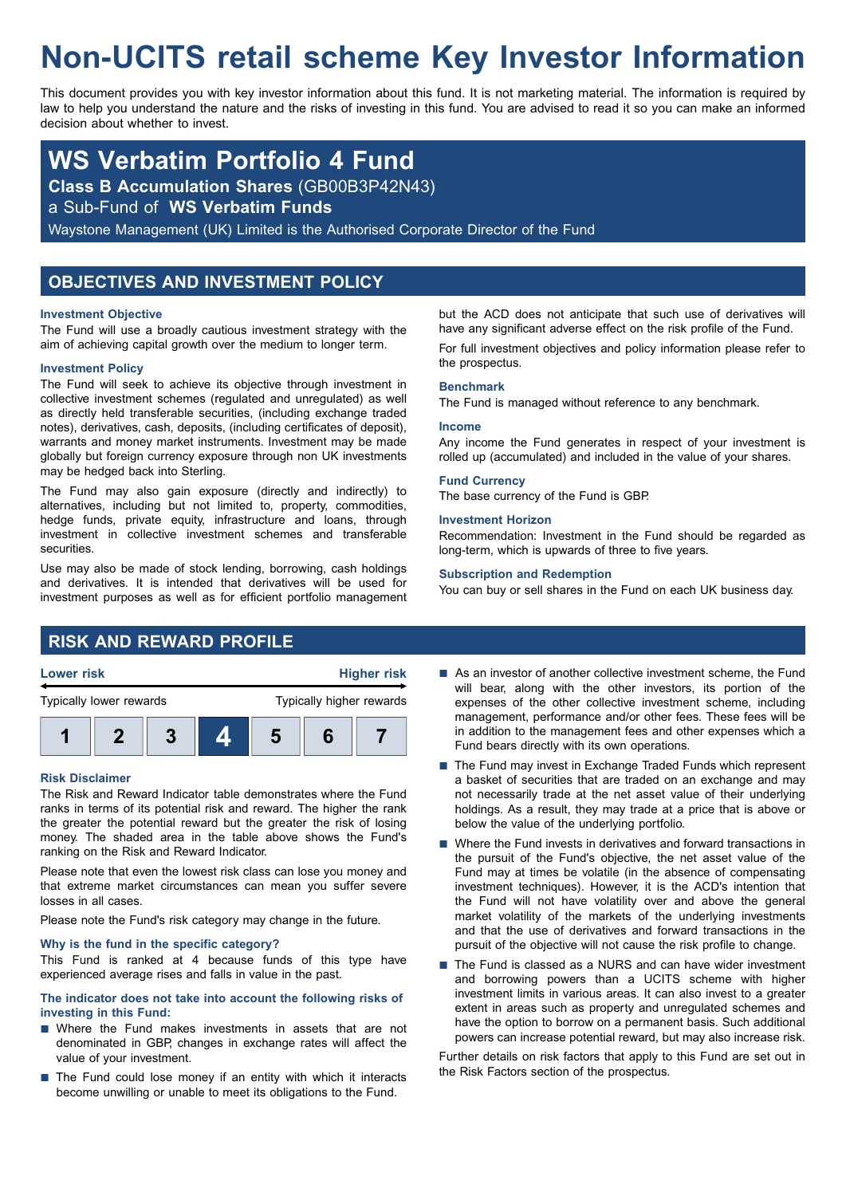# Non-UCITS retail scheme Key Investor Information

This document provides you with key investor information about this fund. It is not marketing material. The information is required by law to help you understand the nature and the risks of investing in this fund. You are advised to read it so you can make an informed decision about whether to invest.

## WS Verbatim Portfolio 4 Fund

**Class B Accumulation Shares** (GB00B3P42N43)

a Sub-Fund of **WS Verbatim Funds**

Waystone Management (UK) Limited is the Authorised Corporate Director of the Fund

## OBJECTIVES AND INVESTMENT POLICY

### Investment Objective

The Fund will use a broadly cautious investment strategy with the aim of achieving capital growth over the medium to longer term.

### Investment Policy

The Fund will seek to achieve its objective through investment in collective investment schemes (regulated and unregulated) as well as directly held transferable securities, (including exchange traded notes), derivatives, cash, deposits, (including certificates of deposit), warrants and money market instruments. Investment may be made globally but foreign currency exposure through non UK investments may be hedged back into Sterling.

The Fund may also gain exposure (directly and indirectly) to alternatives, including but not limited to, property, commodities, hedge funds, private equity, infrastructure and loans, through investment in collective investment schemes and transferable securities.

Use may also be made of stock lending, borrowing, cash holdings and derivatives. It is intended that derivatives will be used for investment purposes as well as for efficient portfolio management but the ACD does not anticipate that such use of derivatives will have any significant adverse effect on the risk profile of the Fund.

For full investment objectives and policy information please refer to the prospectus.

### Benchmark

The Fund is managed without reference to any benchmark.

### Income

Any income the Fund generates in respect of your investment is rolled up (accumulated) and included in the value of your shares.

### Fund Currency

The base currency of the Fund is GBP.

### Investment Horizon

Recommendation: Investment in the Fund should be regarded as long-term, which is upwards of three to five years.

### Subscription and Redemption

You can buy or sell shares in the Fund on each UK business day.

## RISK AND REWARD PROFILE

| Lower risk | | | | | | Higher risk |
|---|---|---|---|---|---|---|
| Typically lower rewards | | | | | | Typically higher rewards |
| 1 | 2 | 3 | **4** | 5 | 6 | 7 |

### Risk Disclaimer

The Risk and Reward Indicator table demonstrates where the Fund ranks in terms of its potential risk and reward. The higher the rank the greater the potential reward but the greater the risk of losing money. The shaded area in the table above shows the Fund's ranking on the Risk and Reward Indicator.

Please note that even the lowest risk class can lose you money and that extreme market circumstances can mean you suffer severe losses in all cases.

Please note the Fund's risk category may change in the future.

### Why is the fund in the specific category?

This Fund is ranked at 4 because funds of this type have experienced average rises and falls in value in the past.

### The indicator does not take into account the following risks of investing in this Fund:

- Where the Fund makes investments in assets that are not denominated in GBP, changes in exchange rates will affect the value of your investment.
- The Fund could lose money if an entity with which it interacts become unwilling or unable to meet its obligations to the Fund.
- As an investor of another collective investment scheme, the Fund will bear, along with the other investors, its portion of the expenses of the other collective investment scheme, including management, performance and/or other fees. These fees will be in addition to the management fees and other expenses which a Fund bears directly with its own operations.
- The Fund may invest in Exchange Traded Funds which represent a basket of securities that are traded on an exchange and may not necessarily trade at the net asset value of their underlying holdings. As a result, they may trade at a price that is above or below the value of the underlying portfolio.
- Where the Fund invests in derivatives and forward transactions in the pursuit of the Fund's objective, the net asset value of the Fund may at times be volatile (in the absence of compensating investment techniques). However, it is the ACD's intention that the Fund will not have volatility over and above the general market volatility of the markets of the underlying investments and that the use of derivatives and forward transactions in the pursuit of the objective will not cause the risk profile to change.
- The Fund is classed as a NURS and can have wider investment and borrowing powers than a UCITS scheme with higher investment limits in various areas. It can also invest to a greater extent in areas such as property and unregulated schemes and have the option to borrow on a permanent basis. Such additional powers can increase potential reward, but may also increase risk.

Further details on risk factors that apply to this Fund are set out in the Risk Factors section of the prospectus.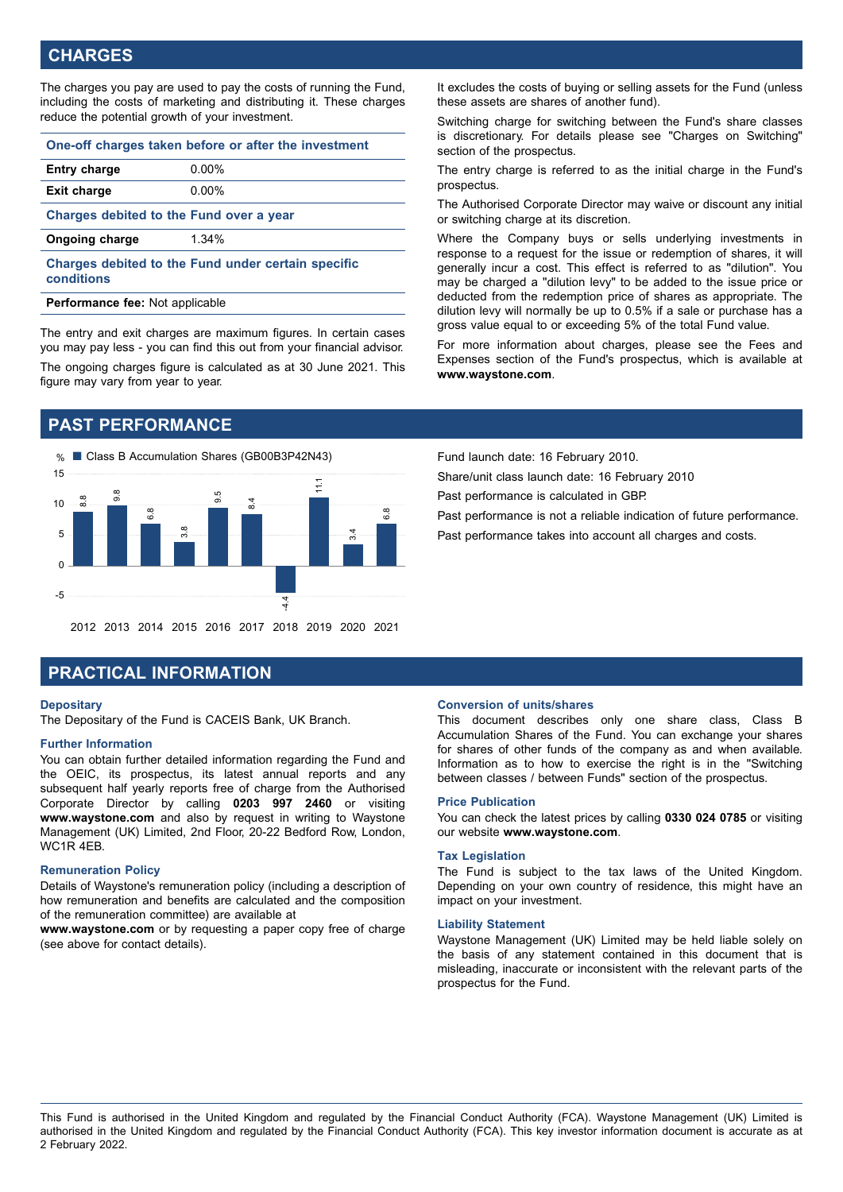## CHARGES

The charges you pay are used to pay the costs of running the Fund, including the costs of marketing and distributing it. These charges reduce the potential growth of your investment.

| | |
|---|---|
| **One-off charges taken before or after the investment** | |
| **Entry charge** | 0.00% |
| **Exit charge** | 0.00% |
| **Charges debited to the Fund over a year** | |
| **Ongoing charge** | 1.34% |
| **Charges debited to the Fund under certain specific conditions** | |
| **Performance fee:** Not applicable | |

The entry and exit charges are maximum figures. In certain cases you may pay less - you can find this out from your financial advisor.

The ongoing charges figure is calculated as at 30 June 2021. This figure may vary from year to year.

It excludes the costs of buying or selling assets for the Fund (unless these assets are shares of another fund).

Switching charge for switching between the Fund's share classes is discretionary. For details please see "Charges on Switching" section of the prospectus.

The entry charge is referred to as the initial charge in the Fund's prospectus.

The Authorised Corporate Director may waive or discount any initial or switching charge at its discretion.

Where the Company buys or sells underlying investments in response to a request for the issue or redemption of shares, it will generally incur a cost. This effect is referred to as "dilution". You may be charged a "dilution levy" to be added to the issue price or deducted from the redemption price of shares as appropriate. The dilution levy will normally be up to 0.5% if a sale or purchase has a gross value equal to or exceeding 5% of the total Fund value.

For more information about charges, please see the Fees and Expenses section of the Fund's prospectus, which is available at **www.waystone.com**.

## PAST PERFORMANCE

% Class B Accumulation Shares (GB00B3P42N43)

15
10
5
0
-5

8.8 9.8 6.8 3.8 9.5 8.4 -4.4 11.1 3.4 6.8

2012 2013 2014 2015 2016 2017 2018 2019 2020 2021

Fund launch date: 16 February 2010.

Share/unit class launch date: 16 February 2010

Past performance is calculated in GBP.

Past performance is not a reliable indication of future performance.

Past performance takes into account all charges and costs.

## PRACTICAL INFORMATION

### Depositary

The Depositary of the Fund is CACEIS Bank, UK Branch.

### Further Information

You can obtain further detailed information regarding the Fund and the OEIC, its prospectus, its latest annual reports and any subsequent half yearly reports free of charge from the Authorised Corporate Director by calling **0203 997 2460** or visiting **www.waystone.com** and also by request in writing to Waystone Management (UK) Limited, 2nd Floor, 20-22 Bedford Row, London, WC1R 4EB.

### Remuneration Policy

Details of Waystone's remuneration policy (including a description of how remuneration and benefits are calculated and the composition of the remuneration committee) are available at **www.waystone.com** or by requesting a paper copy free of charge (see above for contact details).

### Conversion of units/shares

This document describes only one share class, Class B Accumulation Shares of the Fund. You can exchange your shares for shares of other funds of the company as and when available. Information as to how to exercise the right is in the "Switching between classes / between Funds" section of the prospectus.

### Price Publication

You can check the latest prices by calling **0330 024 0785** or visiting our website **www.waystone.com**.

### Tax Legislation

The Fund is subject to the tax laws of the United Kingdom. Depending on your own country of residence, this might have an impact on your investment.

### Liability Statement

Waystone Management (UK) Limited may be held liable solely on the basis of any statement contained in this document that is misleading, inaccurate or inconsistent with the relevant parts of the prospectus for the Fund.

This Fund is authorised in the United Kingdom and regulated by the Financial Conduct Authority (FCA). Waystone Management (UK) Limited is authorised in the United Kingdom and regulated by the Financial Conduct Authority (FCA). This key investor information document is accurate as at 2 February 2022.